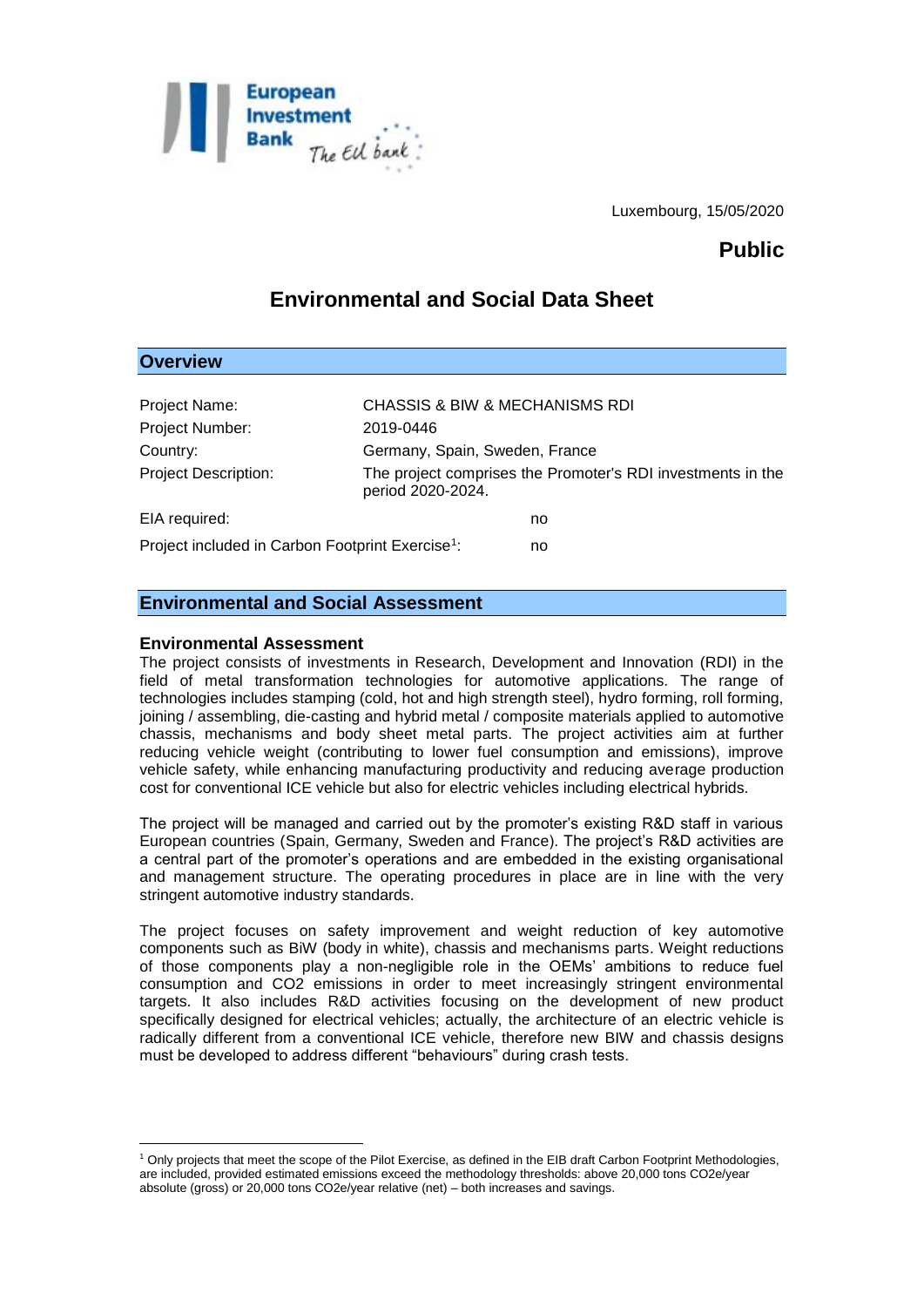Luxembourg, 15/05/2020

**Public**

# Environmental and Social Data Sheet

## Overview

| | |
|---|---|
| Project Name: | CHASSIS & BIW & MECHANISMS RDI |
| Project Number: | 2019-0446 |
| Country: | Germany, Spain, Sweden, France |
| Project Description: | The project comprises the Promoter's RDI investments in the period 2020-2024. |
| EIA required: | no |
| Project included in Carbon Footprint Exercise[1]: | no |

## Environmental and Social Assessment

### Environmental Assessment

The project consists of investments in Research, Development and Innovation (RDI) in the field of metal transformation technologies for automotive applications. The range of technologies includes stamping (cold, hot and high strength steel), hydro forming, roll forming, joining / assembling, die-casting and hybrid metal / composite materials applied to automotive chassis, mechanisms and body sheet metal parts. The project activities aim at further reducing vehicle weight (contributing to lower fuel consumption and emissions), improve vehicle safety, while enhancing manufacturing productivity and reducing average production cost for conventional ICE vehicle but also for electric vehicles including electrical hybrids.

The project will be managed and carried out by the promoter's existing R&D staff in various European countries (Spain, Germany, Sweden and France). The project's R&D activities are a central part of the promoter's operations and are embedded in the existing organisational and management structure. The operating procedures in place are in line with the very stringent automotive industry standards.

The project focuses on safety improvement and weight reduction of key automotive components such as BiW (body in white), chassis and mechanisms parts. Weight reductions of those components play a non-negligible role in the OEMs' ambitions to reduce fuel consumption and CO2 emissions in order to meet increasingly stringent environmental targets. It also includes R&D activities focusing on the development of new product specifically designed for electrical vehicles; actually, the architecture of an electric vehicle is radically different from a conventional ICE vehicle, therefore new BIW and chassis designs must be developed to address different "behaviours" during crash tests.

---

[1] Only projects that meet the scope of the Pilot Exercise, as defined in the EIB draft Carbon Footprint Methodologies, are included, provided estimated emissions exceed the methodology thresholds: above 20,000 tons CO2e/year absolute (gross) or 20,000 tons CO2e/year relative (net) – both increases and savings.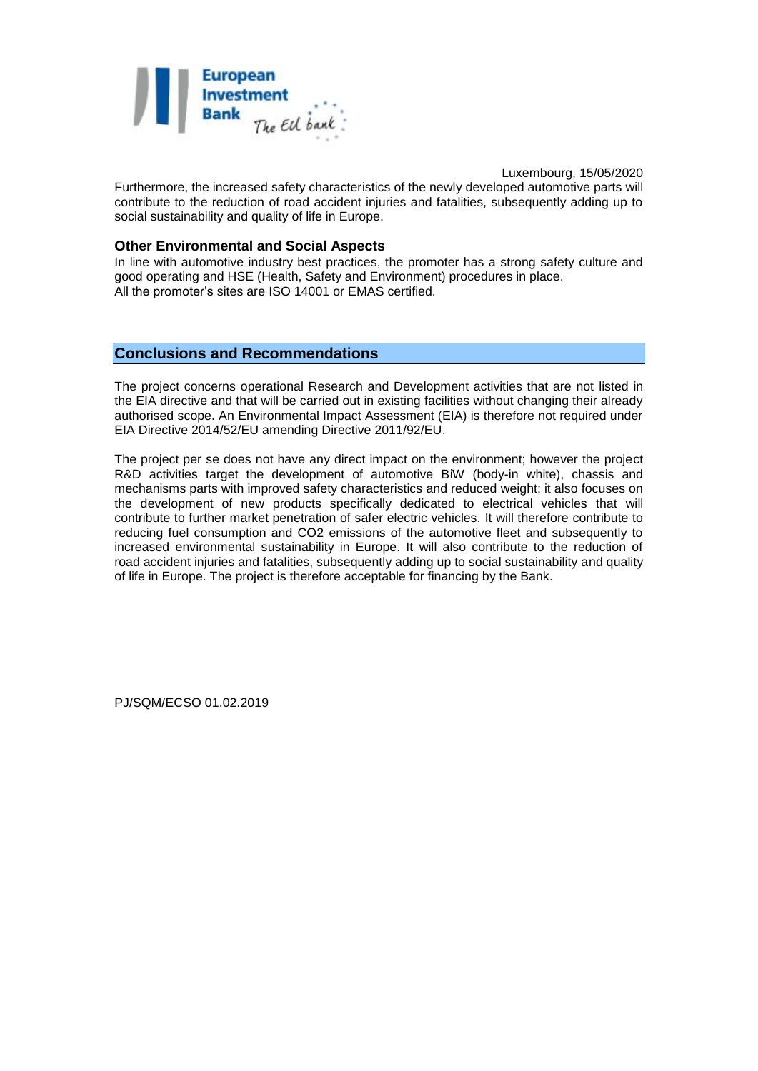Luxembourg, 15/05/2020

Furthermore, the increased safety characteristics of the newly developed automotive parts will contribute to the reduction of road accident injuries and fatalities, subsequently adding up to social sustainability and quality of life in Europe.

### Other Environmental and Social Aspects

In line with automotive industry best practices, the promoter has a strong safety culture and good operating and HSE (Health, Safety and Environment) procedures in place.
All the promoter's sites are ISO 14001 or EMAS certified.

## Conclusions and Recommendations

The project concerns operational Research and Development activities that are not listed in the EIA directive and that will be carried out in existing facilities without changing their already authorised scope. An Environmental Impact Assessment (EIA) is therefore not required under EIA Directive 2014/52/EU amending Directive 2011/92/EU.

The project per se does not have any direct impact on the environment; however the project R&D activities target the development of automotive BiW (body-in white), chassis and mechanisms parts with improved safety characteristics and reduced weight; it also focuses on the development of new products specifically dedicated to electrical vehicles that will contribute to further market penetration of safer electric vehicles. It will therefore contribute to reducing fuel consumption and $CO_2$ emissions of the automotive fleet and subsequently to increased environmental sustainability in Europe. It will also contribute to the reduction of road accident injuries and fatalities, subsequently adding up to social sustainability and quality of life in Europe. The project is therefore acceptable for financing by the Bank.

PJ/SQM/ECSO 01.02.2019